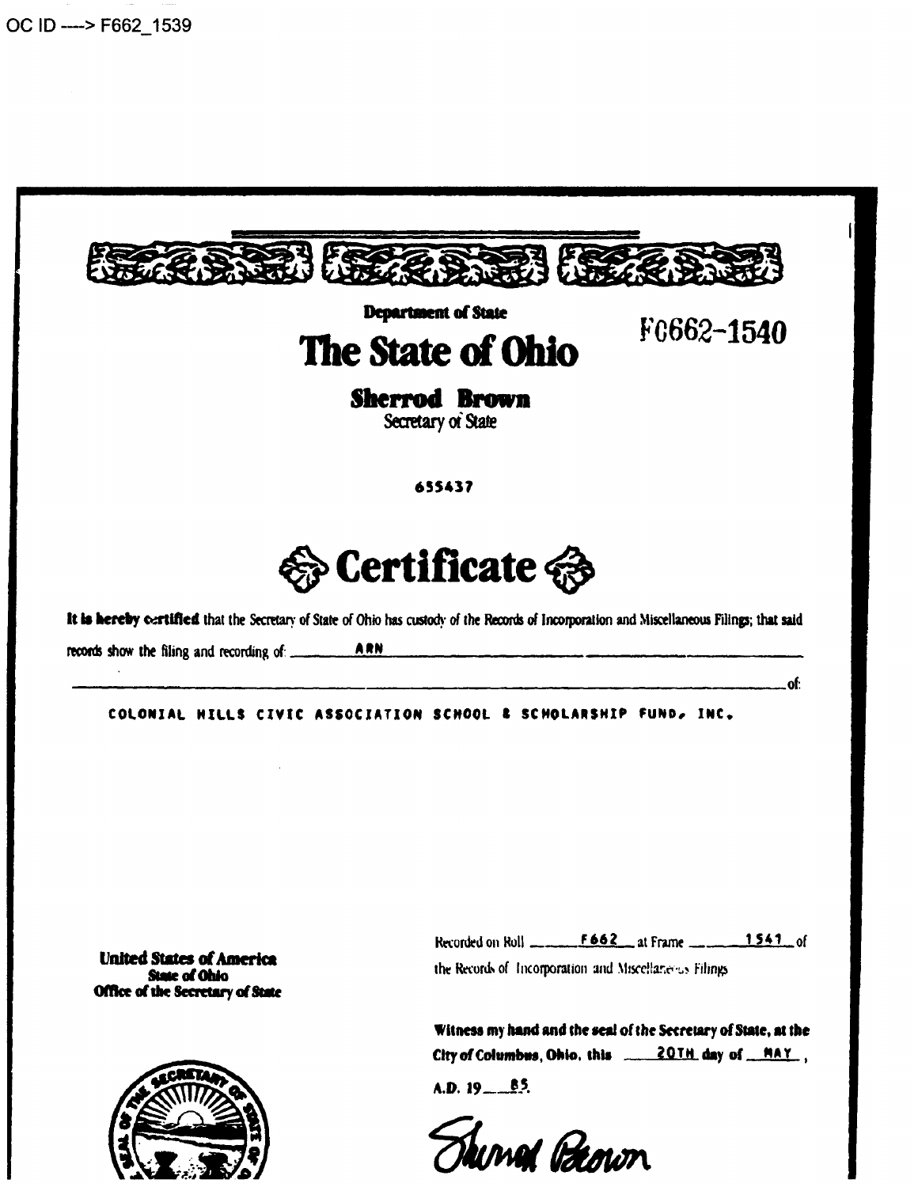OC ID ---> F662_1539

**Department of State**

# The State of Ohio

F0662-1540

**Sherrod Brown**
Secretary of State

655437

# Certificate

**It is hereby certified** that the Secretary of State of Ohio has custody of the Records of Incorporation and Miscellaneous Filings; that said records show the filing and recording of: ARN of:

COLONIAL HILLS CIVIC ASSOCIATION SCHOOL & SCHOLARSHIP FUND, INC.

**United States of America**
**State of Ohio**
**Office of the Secretary of State**

Recorded on Roll F662 at Frame 1541 of the Records of Incorporation and Miscellaneous Filings

**Witness my hand and the seal of the Secretary of State, at the City of Columbus, Ohio, this** 20TH **day of** MAY,

**A.D. 19** 85

Sherrod Brown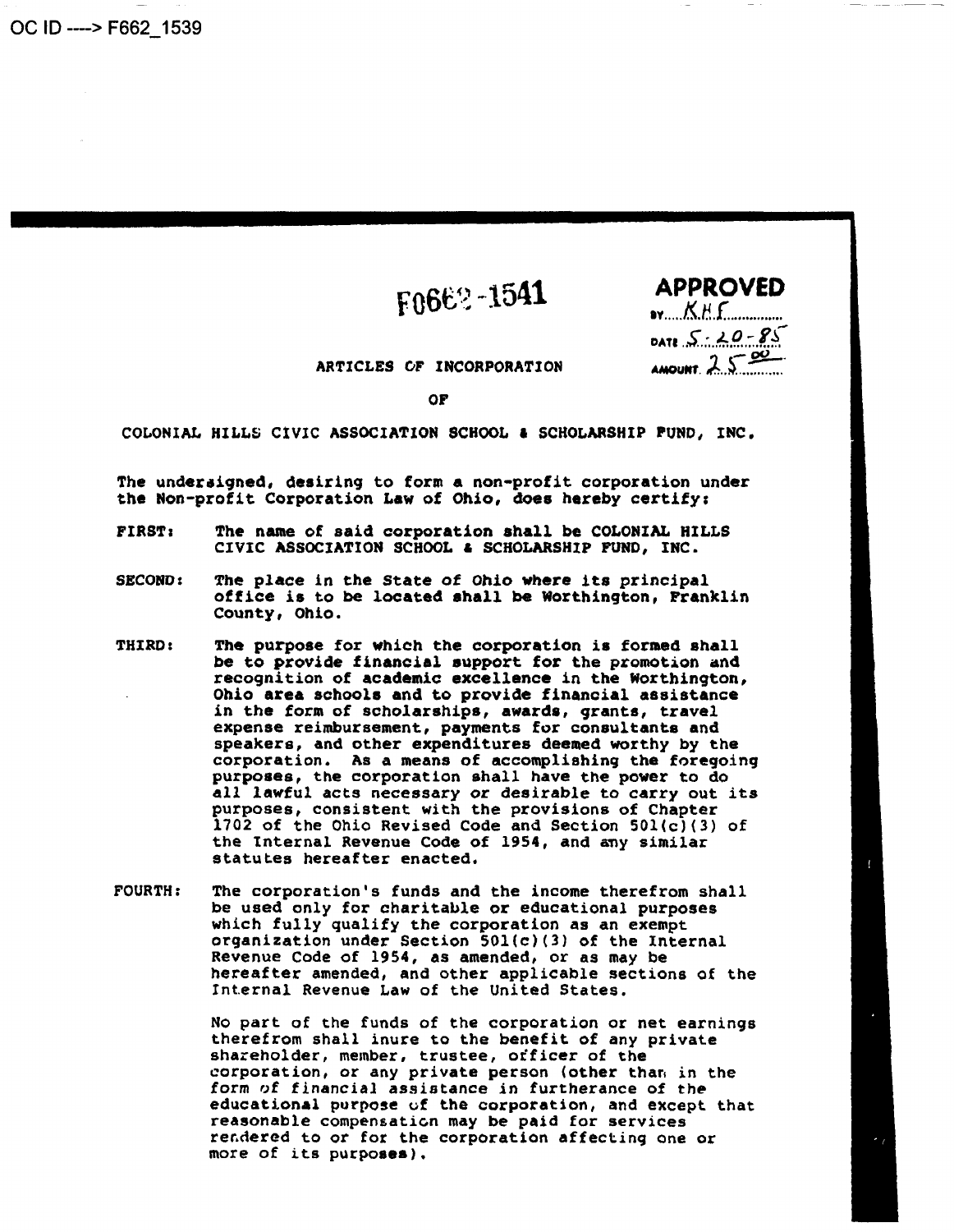OC ID ----> F662_1539

F0662-1541

**APPROVED**
BY KHF
DATE 5-20-85
AMOUNT 25.00

ARTICLES OF INCORPORATION

OF

COLONIAL HILLS CIVIC ASSOCIATION SCHOOL & SCHOLARSHIP FUND, INC.

The undersigned, desiring to form a non-profit corporation under the Non-profit Corporation Law of Ohio, does hereby certify:

FIRST: The name of said corporation shall be COLONIAL HILLS CIVIC ASSOCIATION SCHOOL & SCHOLARSHIP FUND, INC.

SECOND: The place in the State of Ohio where its principal office is to be located shall be Worthington, Franklin County, Ohio.

THIRD: The purpose for which the corporation is formed shall be to provide financial support for the promotion and recognition of academic excellence in the Worthington, Ohio area schools and to provide financial assistance in the form of scholarships, awards, grants, travel expense reimbursement, payments for consultants and speakers, and other expenditures deemed worthy by the corporation. As a means of accomplishing the foregoing purposes, the corporation shall have the power to do all lawful acts necessary or desirable to carry out its purposes, consistent with the provisions of Chapter 1702 of the Ohio Revised Code and Section 501(c)(3) of the Internal Revenue Code of 1954, and any similar statutes hereafter enacted.

FOURTH: The corporation's funds and the income therefrom shall be used only for charitable or educational purposes which fully qualify the corporation as an exempt organization under Section 501(c)(3) of the Internal Revenue Code of 1954, as amended, or as may be hereafter amended, and other applicable sections of the Internal Revenue Law of the United States.

No part of the funds of the corporation or net earnings therefrom shall inure to the benefit of any private shareholder, member, trustee, officer of the corporation, or any private person (other than in the form of financial assistance in furtherance of the educational purpose of the corporation, and except that reasonable compensation may be paid for services rendered to or for the corporation affecting one or more of its purposes).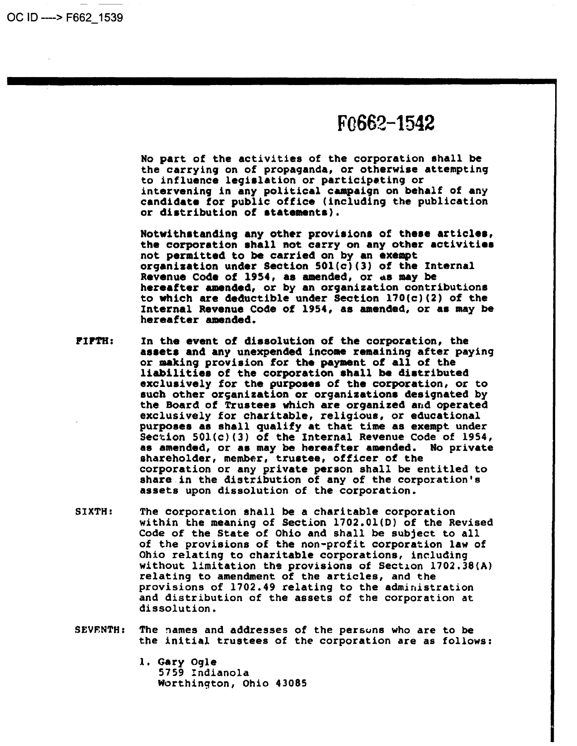OC ID ----> F662_1539

F0662-1542

No part of the activities of the corporation shall be the carrying on of propaganda, or otherwise attempting to influence legislation or participating or intervening in any political campaign on behalf of any candidate for public office (including the publication or distribution of statements).

Notwithstanding any other provisions of these articles, the corporation shall not carry on any other activities not permitted to be carried on by an exempt organization under Section 501(c)(3) of the Internal Revenue Code of 1954, as amended, or as may be hereafter amended, or by an organization contributions to which are deductible under Section 170(c)(2) of the Internal Revenue Code of 1954, as amended, or as may be hereafter amended.

**FIFTH:** In the event of dissolution of the corporation, the assets and any unexpended income remaining after paying or making provision for the payment of all of the liabilities of the corporation shall be distributed exclusively for the purposes of the corporation, or to such other organization or organizations designated by the Board of Trustees which are organized and operated exclusively for charitable, religious, or educational purposes as shall qualify at that time as exempt under Section 501(c)(3) of the Internal Revenue Code of 1954, as amended, or as may be hereafter amended. No private shareholder, member, trustee, officer of the corporation or any private person shall be entitled to share in the distribution of any of the corporation's assets upon dissolution of the corporation.

**SIXTH:** The corporation shall be a charitable corporation within the meaning of Section 1702.01(D) of the Revised Code of the State of Ohio and shall be subject to all of the provisions of the non-profit corporation law of Ohio relating to charitable corporations, including without limitation the provisions of Section 1702.38(A) relating to amendment of the articles, and the provisions of 1702.49 relating to the administration and distribution of the assets of the corporation at dissolution.

**SEVENTH:** The names and addresses of the persons who are to be the initial trustees of the corporation are as follows:

1. Gary Ogle
   5759 Indianola
   Worthington, Ohio 43085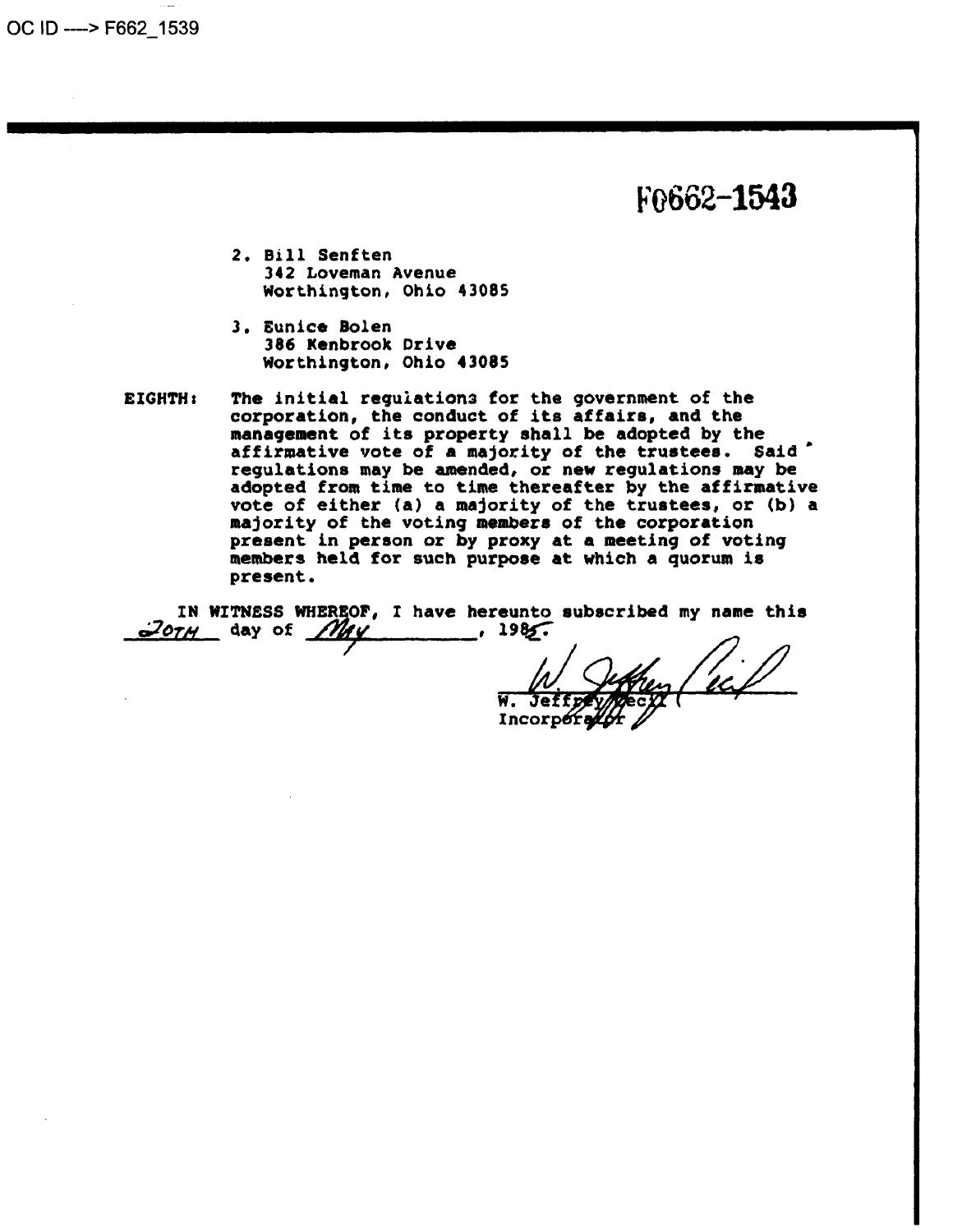OC ID ----> F662_1539

F0662-1543

2. Bill Senften
   342 Loveman Avenue
   Worthington, Ohio 43085

3. Eunice Bolen
   386 Kenbrook Drive
   Worthington, Ohio 43085

**EIGHTH:** The initial regulations for the government of the corporation, the conduct of its affairs, and the management of its property shall be adopted by the affirmative vote of a majority of the trustees. Said regulations may be amended, or new regulations may be adopted from time to time thereafter by the affirmative vote of either (a) a majority of the trustees, or (b) a majority of the voting members of the corporation present in person or by proxy at a meeting of voting members held for such purpose at which a quorum is present.

IN WITNESS WHEREOF, I have hereunto subscribed my name this 20TH day of May, 1985.

W. Jeffrey Cecil
W. Jeffrey Cecil
Incorporator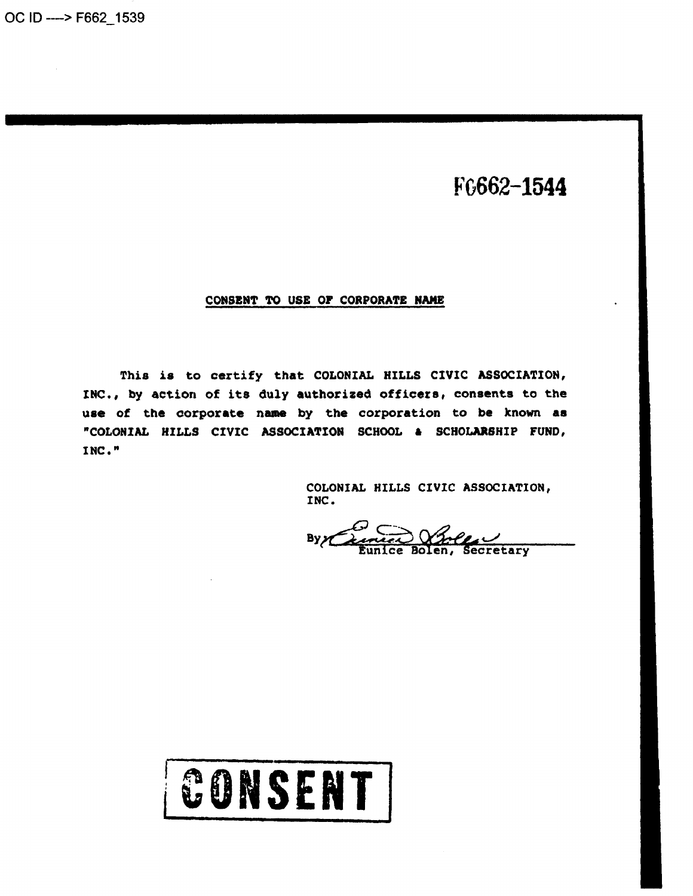OC ID ---> F662_1539

F6662-1544

## CONSENT TO USE OF CORPORATE NAME

This is to certify that COLONIAL HILLS CIVIC ASSOCIATION, INC., by action of its duly authorized officers, consents to the use of the corporate name by the corporation to be known as "COLONIAL HILLS CIVIC ASSOCIATION SCHOOL & SCHOLARSHIP FUND, INC."

COLONIAL HILLS CIVIC ASSOCIATION, INC.

By \_\_\_\_\_\_\_\_\_\_\_\_\_\_\_\_\_\_\_\_
Eunice Bolen, Secretary

CONSENT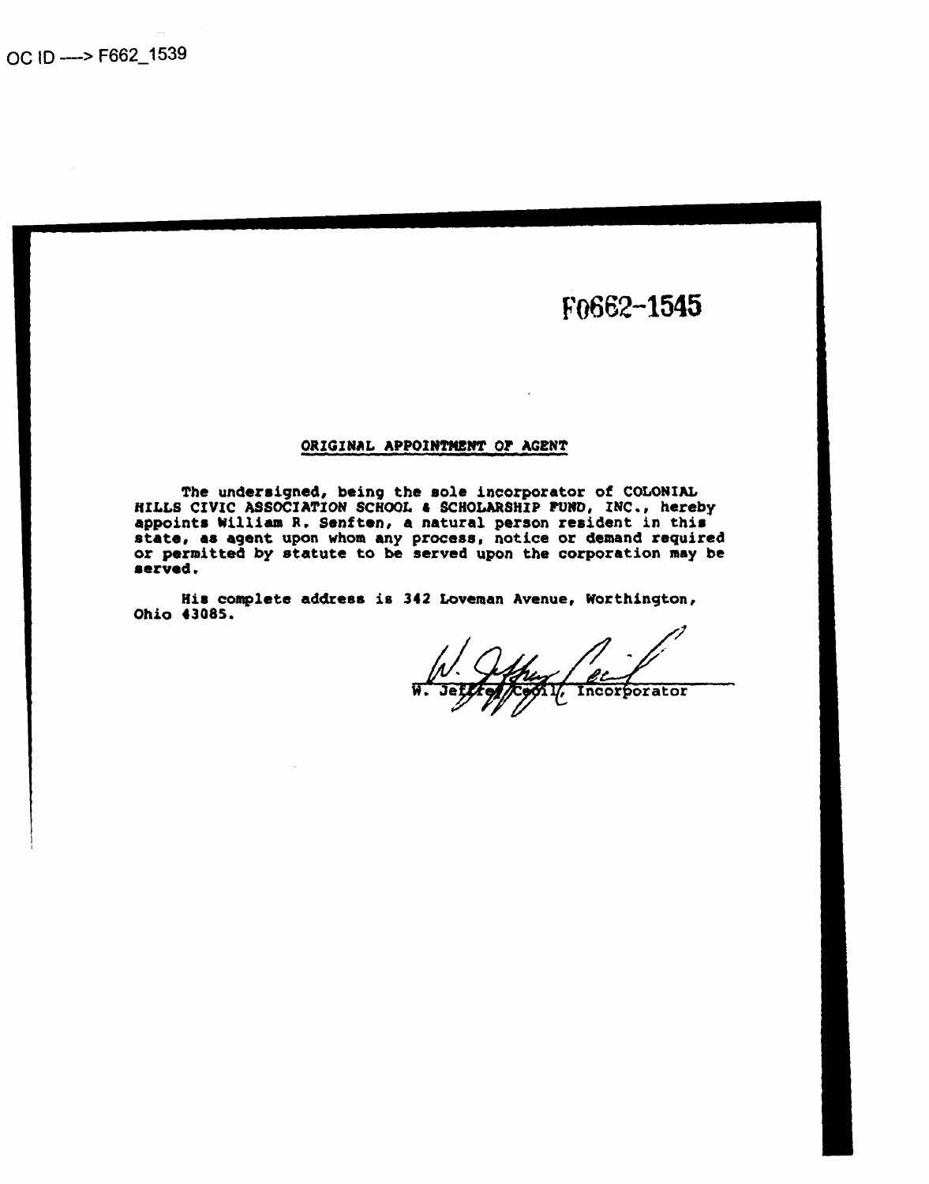OC ID ---> F662_1539

F0662-1545

ORIGINAL APPOINTMENT OF AGENT

The undersigned, being the sole incorporator of COLONIAL HILLS CIVIC ASSOCIATION SCHOOL & SCHOLARSHIP FUND, INC., hereby appoints William R. Senften, a natural person resident in this state, as agent upon whom any process, notice or demand required or permitted by statute to be served upon the corporation may be served.

His complete address is 342 Loveman Avenue, Worthington, Ohio 43085.

W. Jeffrey Cecil, Incorporator